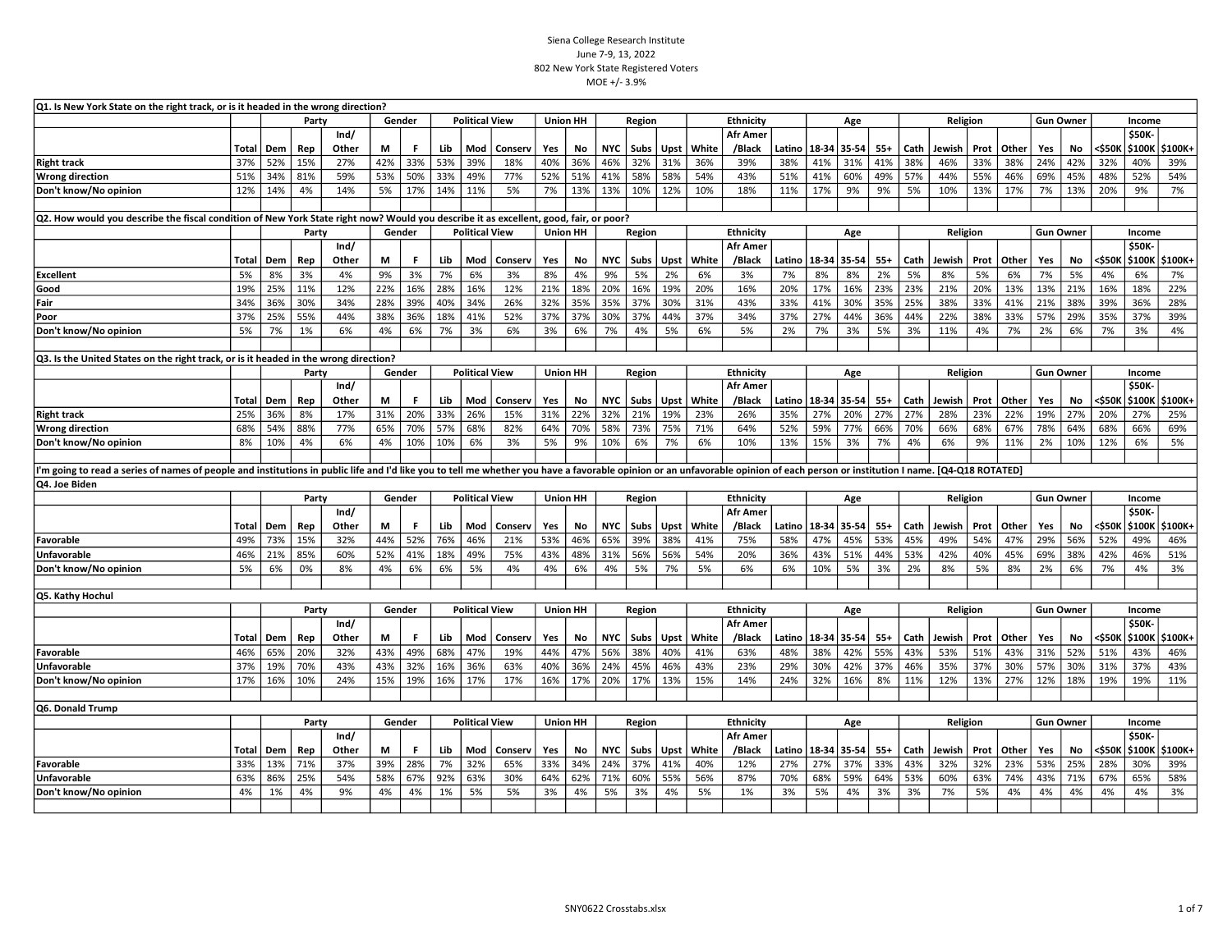Siena College Research Institute
June 7-9, 13, 2022
802 New York State Registered Voters
MOE +/- 3.9%

**Q1. Is New York State on the right track, or is it headed in the wrong direction?**

| | | Party | | | Gender | | Political View | | | Union HH | | Region | | | Ethnicity | | | Age | | | Religion | | | | Gun Owner | | Income | | |
|---|---|---|---|---|---|---|---|---|---|---|---|---|---|---|---|---|---|---|---|---|---|---|---|---|---|---|---|---|---|
| | Total | Dem | Rep | Ind/ Other | M | F | Lib | Mod | Conserv | Yes | No | NYC | Subs | Upst | White | Afr Amer /Black | Latino | 18-34 | 35-54 | 55+ | Cath | Jewish | Prot | Other | Yes | No | <$50K | $50K-$100K | $100K+ |
| Right track | 37% | 52% | 15% | 27% | 42% | 33% | 53% | 39% | 18% | 40% | 36% | 46% | 32% | 31% | 36% | 39% | 38% | 41% | 31% | 41% | 38% | 46% | 33% | 38% | 24% | 42% | 32% | 40% | 39% |
| Wrong direction | 51% | 34% | 81% | 59% | 53% | 50% | 33% | 49% | 77% | 52% | 51% | 41% | 58% | 58% | 54% | 43% | 51% | 41% | 60% | 49% | 57% | 44% | 55% | 46% | 69% | 45% | 48% | 52% | 54% |
| Don't know/No opinion | 12% | 14% | 4% | 14% | 5% | 17% | 14% | 11% | 5% | 7% | 13% | 13% | 10% | 12% | 10% | 18% | 11% | 17% | 9% | 9% | 5% | 10% | 13% | 17% | 7% | 13% | 20% | 9% | 7% |

**Q2. How would you describe the fiscal condition of New York State right now? Would you describe it as excellent, good, fair, or poor?**

| | | Party | | | Gender | | Political View | | | Union HH | | Region | | | Ethnicity | | | Age | | | Religion | | | | Gun Owner | | Income | | |
|---|---|---|---|---|---|---|---|---|---|---|---|---|---|---|---|---|---|---|---|---|---|---|---|---|---|---|---|---|---|
| | Total | Dem | Rep | Ind/ Other | M | F | Lib | Mod | Conserv | Yes | No | NYC | Subs | Upst | White | Afr Amer /Black | Latino | 18-34 | 35-54 | 55+ | Cath | Jewish | Prot | Other | Yes | No | <$50K | $50K-$100K | $100K+ |
| Excellent | 5% | 8% | 3% | 4% | 9% | 3% | 7% | 6% | 3% | 8% | 4% | 9% | 5% | 2% | 6% | 3% | 7% | 8% | 8% | 2% | 5% | 8% | 5% | 6% | 7% | 5% | 4% | 6% | 7% |
| Good | 19% | 25% | 11% | 12% | 22% | 16% | 28% | 16% | 12% | 21% | 18% | 20% | 16% | 19% | 20% | 16% | 20% | 17% | 16% | 23% | 23% | 21% | 20% | 13% | 13% | 21% | 16% | 18% | 22% |
| Fair | 34% | 36% | 30% | 34% | 28% | 39% | 40% | 34% | 26% | 32% | 35% | 35% | 37% | 30% | 31% | 43% | 33% | 41% | 30% | 35% | 25% | 38% | 33% | 41% | 21% | 38% | 39% | 36% | 28% |
| Poor | 37% | 25% | 55% | 44% | 38% | 36% | 18% | 41% | 52% | 37% | 37% | 30% | 37% | 44% | 37% | 34% | 37% | 27% | 44% | 36% | 44% | 22% | 38% | 33% | 57% | 29% | 35% | 37% | 39% |
| Don't know/No opinion | 5% | 7% | 1% | 6% | 4% | 6% | 7% | 3% | 6% | 3% | 6% | 7% | 4% | 5% | 6% | 5% | 2% | 7% | 3% | 5% | 3% | 11% | 4% | 7% | 2% | 6% | 7% | 3% | 4% |

**Q3. Is the United States on the right track, or is it headed in the wrong direction?**

| | | Party | | | Gender | | Political View | | | Union HH | | Region | | | Ethnicity | | | Age | | | Religion | | | | Gun Owner | | Income | | |
|---|---|---|---|---|---|---|---|---|---|---|---|---|---|---|---|---|---|---|---|---|---|---|---|---|---|---|---|---|---|
| | Total | Dem | Rep | Ind/ Other | M | F | Lib | Mod | Conserv | Yes | No | NYC | Subs | Upst | White | Afr Amer /Black | Latino | 18-34 | 35-54 | 55+ | Cath | Jewish | Prot | Other | Yes | No | <$50K | $50K-$100K | $100K+ |
| Right track | 25% | 36% | 8% | 17% | 31% | 20% | 33% | 26% | 15% | 31% | 22% | 32% | 21% | 19% | 23% | 26% | 35% | 27% | 20% | 27% | 27% | 28% | 23% | 22% | 19% | 27% | 20% | 27% | 25% |
| Wrong direction | 68% | 54% | 88% | 77% | 65% | 70% | 57% | 68% | 82% | 64% | 70% | 58% | 73% | 75% | 71% | 64% | 52% | 59% | 77% | 66% | 70% | 66% | 68% | 67% | 78% | 64% | 68% | 66% | 69% |
| Don't know/No opinion | 8% | 10% | 4% | 6% | 4% | 10% | 10% | 6% | 3% | 5% | 9% | 10% | 6% | 7% | 6% | 10% | 13% | 15% | 3% | 7% | 4% | 6% | 9% | 11% | 2% | 10% | 12% | 6% | 5% |

I'm going to read a series of names of people and institutions in public life and I'd like you to tell me whether you have a favorable opinion or an unfavorable opinion of each person or institution I name. [Q4-Q18 ROTATED]

**Q4. Joe Biden**

| | | Party | | | Gender | | Political View | | | Union HH | | Region | | | Ethnicity | | | Age | | | Religion | | | | Gun Owner | | Income | | |
|---|---|---|---|---|---|---|---|---|---|---|---|---|---|---|---|---|---|---|---|---|---|---|---|---|---|---|---|---|---|
| | Total | Dem | Rep | Ind/ Other | M | F | Lib | Mod | Conserv | Yes | No | NYC | Subs | Upst | White | Afr Amer /Black | Latino | 18-34 | 35-54 | 55+ | Cath | Jewish | Prot | Other | Yes | No | <$50K | $50K-$100K | $100K+ |
| Favorable | 49% | 73% | 15% | 32% | 44% | 52% | 76% | 46% | 21% | 53% | 46% | 65% | 39% | 38% | 41% | 75% | 58% | 47% | 45% | 53% | 45% | 49% | 54% | 47% | 29% | 56% | 52% | 49% | 46% |
| Unfavorable | 46% | 21% | 85% | 60% | 52% | 41% | 18% | 49% | 75% | 43% | 48% | 31% | 56% | 56% | 54% | 20% | 36% | 43% | 51% | 44% | 53% | 42% | 40% | 45% | 69% | 38% | 42% | 46% | 51% |
| Don't know/No opinion | 5% | 6% | 0% | 8% | 4% | 6% | 6% | 5% | 4% | 4% | 6% | 4% | 5% | 7% | 5% | 6% | 6% | 10% | 5% | 3% | 2% | 8% | 5% | 8% | 2% | 6% | 7% | 4% | 3% |

**Q5. Kathy Hochul**

| | | Party | | | Gender | | Political View | | | Union HH | | Region | | | Ethnicity | | | Age | | | Religion | | | | Gun Owner | | Income | | |
|---|---|---|---|---|---|---|---|---|---|---|---|---|---|---|---|---|---|---|---|---|---|---|---|---|---|---|---|---|---|
| | Total | Dem | Rep | Ind/ Other | M | F | Lib | Mod | Conserv | Yes | No | NYC | Subs | Upst | White | Afr Amer /Black | Latino | 18-34 | 35-54 | 55+ | Cath | Jewish | Prot | Other | Yes | No | <$50K | $50K-$100K | $100K+ |
| Favorable | 46% | 65% | 20% | 32% | 43% | 49% | 68% | 47% | 19% | 44% | 47% | 56% | 38% | 40% | 41% | 63% | 48% | 38% | 42% | 55% | 43% | 53% | 51% | 43% | 31% | 52% | 51% | 43% | 46% |
| Unfavorable | 37% | 19% | 70% | 43% | 43% | 32% | 16% | 36% | 63% | 40% | 36% | 24% | 45% | 46% | 43% | 23% | 29% | 30% | 42% | 37% | 46% | 35% | 37% | 30% | 57% | 30% | 31% | 37% | 43% |
| Don't know/No opinion | 17% | 16% | 10% | 24% | 15% | 19% | 16% | 17% | 17% | 16% | 17% | 20% | 17% | 13% | 15% | 14% | 24% | 32% | 16% | 8% | 11% | 12% | 13% | 27% | 12% | 18% | 19% | 19% | 11% |

**Q6. Donald Trump**

| | | Party | | | Gender | | Political View | | | Union HH | | Region | | | Ethnicity | | | Age | | | Religion | | | | Gun Owner | | Income | | |
|---|---|---|---|---|---|---|---|---|---|---|---|---|---|---|---|---|---|---|---|---|---|---|---|---|---|---|---|---|---|
| | Total | Dem | Rep | Ind/ Other | M | F | Lib | Mod | Conserv | Yes | No | NYC | Subs | Upst | White | Afr Amer /Black | Latino | 18-34 | 35-54 | 55+ | Cath | Jewish | Prot | Other | Yes | No | <$50K | $50K-$100K | $100K+ |
| Favorable | 33% | 13% | 71% | 37% | 39% | 28% | 7% | 32% | 65% | 33% | 34% | 24% | 37% | 41% | 40% | 12% | 27% | 27% | 37% | 33% | 43% | 32% | 32% | 23% | 53% | 25% | 28% | 30% | 39% |
| Unfavorable | 63% | 86% | 25% | 54% | 58% | 67% | 92% | 63% | 30% | 64% | 62% | 71% | 60% | 55% | 56% | 87% | 70% | 68% | 59% | 64% | 53% | 60% | 63% | 74% | 43% | 71% | 67% | 65% | 58% |
| Don't know/No opinion | 4% | 1% | 4% | 9% | 4% | 4% | 1% | 5% | 5% | 3% | 4% | 5% | 3% | 4% | 5% | 1% | 3% | 5% | 4% | 3% | 3% | 7% | 5% | 4% | 4% | 4% | 4% | 4% | 3% |

SNY0622 Crosstabs.xlsx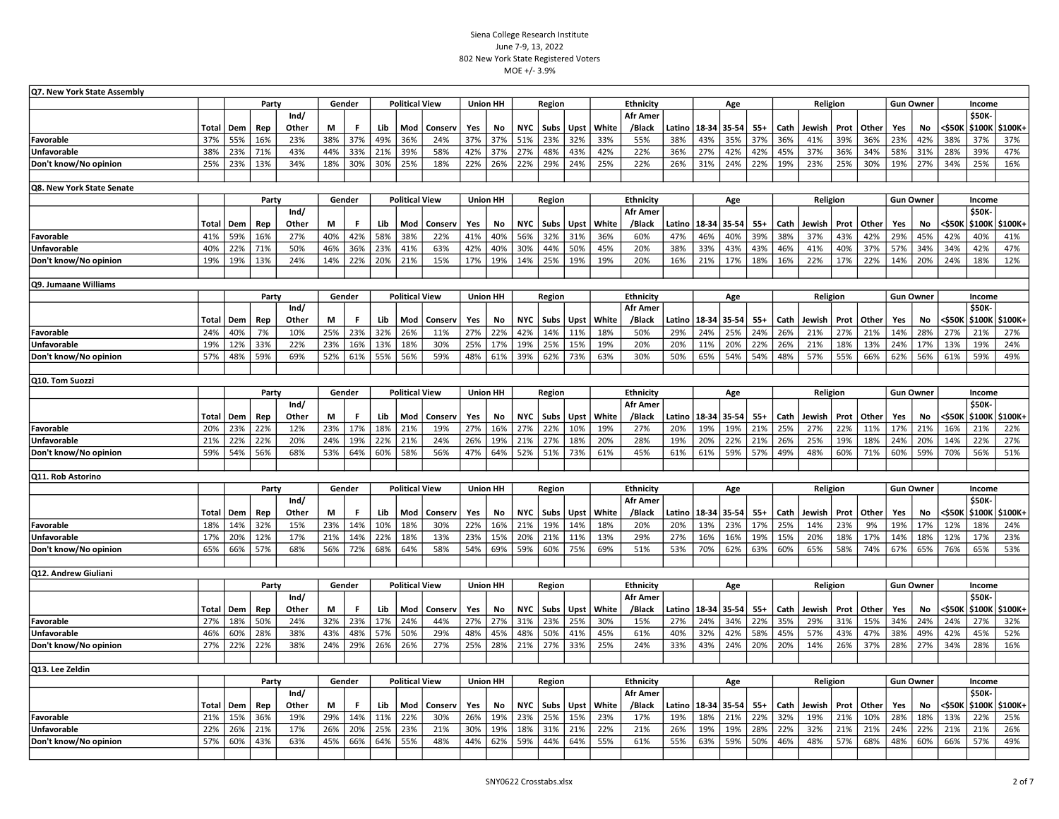Siena College Research Institute
June 7-9, 13, 2022
802 New York State Registered Voters
MOE +/- 3.9%

## Q7. New York State Assembly

| | Total | Party | | | Gender | | Political View | | | Union HH | | Region | | | Ethnicity | | | Age | | | Religion | | | | Gun Owner | | Income | | |
|---|---|---|---|---|---|---|---|---|---|---|---|---|---|---|---|---|---|---|---|---|---|---|---|---|---|---|---|---|---|
| | | Dem | Rep | Ind/ Other | M | F | Lib | Mod | Conserv | Yes | No | NYC | Subs | Upst | White | Afr Amer /Black | Latino | 18-34 | 35-54 | 55+ | Cath | Jewish | Prot | Other | Yes | No | <$50K | $50K-$100K | $100K+ |
| Favorable | 37% | 55% | 16% | 23% | 38% | 37% | 49% | 36% | 24% | 37% | 37% | 51% | 23% | 32% | 33% | 55% | 38% | 43% | 35% | 37% | 36% | 41% | 39% | 36% | 23% | 42% | 38% | 37% | 37% |
| Unfavorable | 38% | 23% | 71% | 43% | 44% | 33% | 21% | 39% | 58% | 42% | 37% | 27% | 48% | 43% | 42% | 22% | 36% | 27% | 42% | 42% | 45% | 37% | 36% | 34% | 58% | 31% | 28% | 39% | 47% |
| Don't know/No opinion | 25% | 23% | 13% | 34% | 18% | 30% | 30% | 25% | 18% | 22% | 26% | 22% | 29% | 24% | 25% | 22% | 26% | 31% | 24% | 22% | 19% | 23% | 25% | 30% | 19% | 27% | 34% | 25% | 16% |

## Q8. New York State Senate

| | Total | Party | | | Gender | | Political View | | | Union HH | | Region | | | Ethnicity | | | Age | | | Religion | | | | Gun Owner | | Income | | |
|---|---|---|---|---|---|---|---|---|---|---|---|---|---|---|---|---|---|---|---|---|---|---|---|---|---|---|---|---|---|
| | | Dem | Rep | Ind/ Other | M | F | Lib | Mod | Conserv | Yes | No | NYC | Subs | Upst | White | Afr Amer /Black | Latino | 18-34 | 35-54 | 55+ | Cath | Jewish | Prot | Other | Yes | No | <$50K | $50K-$100K | $100K+ |
| Favorable | 41% | 59% | 16% | 27% | 40% | 42% | 58% | 38% | 22% | 41% | 40% | 56% | 32% | 31% | 36% | 60% | 47% | 46% | 40% | 39% | 38% | 37% | 43% | 42% | 29% | 45% | 42% | 40% | 41% |
| Unfavorable | 40% | 22% | 71% | 50% | 46% | 36% | 23% | 41% | 63% | 42% | 40% | 30% | 44% | 50% | 45% | 20% | 38% | 33% | 43% | 43% | 46% | 41% | 40% | 37% | 57% | 34% | 34% | 42% | 47% |
| Don't know/No opinion | 19% | 19% | 13% | 24% | 14% | 22% | 20% | 21% | 15% | 17% | 19% | 14% | 25% | 19% | 19% | 20% | 16% | 21% | 17% | 18% | 16% | 22% | 17% | 22% | 14% | 20% | 24% | 18% | 12% |

## Q9. Jumaane Williams

| | Total | Party | | | Gender | | Political View | | | Union HH | | Region | | | Ethnicity | | | Age | | | Religion | | | | Gun Owner | | Income | | |
|---|---|---|---|---|---|---|---|---|---|---|---|---|---|---|---|---|---|---|---|---|---|---|---|---|---|---|---|---|---|
| | | Dem | Rep | Ind/ Other | M | F | Lib | Mod | Conserv | Yes | No | NYC | Subs | Upst | White | Afr Amer /Black | Latino | 18-34 | 35-54 | 55+ | Cath | Jewish | Prot | Other | Yes | No | <$50K | $50K-$100K | $100K+ |
| Favorable | 24% | 40% | 7% | 10% | 25% | 23% | 32% | 26% | 11% | 27% | 22% | 42% | 14% | 11% | 18% | 50% | 29% | 24% | 25% | 24% | 26% | 21% | 27% | 21% | 14% | 28% | 27% | 21% | 27% |
| Unfavorable | 19% | 12% | 33% | 22% | 23% | 16% | 13% | 18% | 30% | 25% | 17% | 19% | 25% | 15% | 19% | 20% | 20% | 11% | 20% | 22% | 26% | 21% | 18% | 13% | 24% | 17% | 13% | 19% | 24% |
| Don't know/No opinion | 57% | 48% | 59% | 69% | 52% | 61% | 55% | 56% | 59% | 48% | 61% | 39% | 62% | 73% | 63% | 30% | 50% | 65% | 54% | 54% | 48% | 57% | 55% | 66% | 62% | 56% | 61% | 59% | 49% |

## Q10. Tom Suozzi

| | Total | Party | | | Gender | | Political View | | | Union HH | | Region | | | Ethnicity | | | Age | | | Religion | | | | Gun Owner | | Income | | |
|---|---|---|---|---|---|---|---|---|---|---|---|---|---|---|---|---|---|---|---|---|---|---|---|---|---|---|---|---|---|
| | | Dem | Rep | Ind/ Other | M | F | Lib | Mod | Conserv | Yes | No | NYC | Subs | Upst | White | Afr Amer /Black | Latino | 18-34 | 35-54 | 55+ | Cath | Jewish | Prot | Other | Yes | No | <$50K | $50K-$100K | $100K+ |
| Favorable | 20% | 23% | 22% | 12% | 23% | 17% | 18% | 21% | 19% | 27% | 16% | 27% | 22% | 10% | 19% | 27% | 20% | 19% | 19% | 21% | 25% | 27% | 22% | 11% | 17% | 21% | 16% | 21% | 22% |
| Unfavorable | 21% | 22% | 22% | 20% | 24% | 19% | 22% | 21% | 24% | 26% | 19% | 21% | 27% | 18% | 20% | 28% | 19% | 20% | 22% | 21% | 26% | 25% | 19% | 18% | 24% | 20% | 14% | 22% | 27% |
| Don't know/No opinion | 59% | 54% | 56% | 68% | 53% | 64% | 60% | 58% | 56% | 47% | 64% | 52% | 51% | 73% | 61% | 45% | 61% | 61% | 59% | 57% | 49% | 48% | 60% | 71% | 60% | 59% | 70% | 56% | 51% |

## Q11. Rob Astorino

| | Total | Party | | | Gender | | Political View | | | Union HH | | Region | | | Ethnicity | | | Age | | | Religion | | | | Gun Owner | | Income | | |
|---|---|---|---|---|---|---|---|---|---|---|---|---|---|---|---|---|---|---|---|---|---|---|---|---|---|---|---|---|---|
| | | Dem | Rep | Ind/ Other | M | F | Lib | Mod | Conserv | Yes | No | NYC | Subs | Upst | White | Afr Amer /Black | Latino | 18-34 | 35-54 | 55+ | Cath | Jewish | Prot | Other | Yes | No | <$50K | $50K-$100K | $100K+ |
| Favorable | 18% | 14% | 32% | 15% | 23% | 14% | 10% | 18% | 30% | 22% | 16% | 21% | 19% | 14% | 18% | 20% | 20% | 13% | 23% | 17% | 25% | 14% | 23% | 9% | 19% | 17% | 12% | 18% | 24% |
| Unfavorable | 17% | 20% | 12% | 17% | 21% | 14% | 22% | 18% | 13% | 23% | 15% | 20% | 21% | 11% | 13% | 29% | 27% | 16% | 16% | 19% | 15% | 20% | 18% | 17% | 14% | 18% | 12% | 17% | 23% |
| Don't know/No opinion | 65% | 66% | 57% | 68% | 56% | 72% | 68% | 64% | 58% | 54% | 69% | 59% | 60% | 75% | 69% | 51% | 53% | 70% | 62% | 63% | 60% | 65% | 58% | 74% | 67% | 65% | 76% | 65% | 53% |

## Q12. Andrew Giuliani

| | Total | Party | | | Gender | | Political View | | | Union HH | | Region | | | Ethnicity | | | Age | | | Religion | | | | Gun Owner | | Income | | |
|---|---|---|---|---|---|---|---|---|---|---|---|---|---|---|---|---|---|---|---|---|---|---|---|---|---|---|---|---|---|
| | | Dem | Rep | Ind/ Other | M | F | Lib | Mod | Conserv | Yes | No | NYC | Subs | Upst | White | Afr Amer /Black | Latino | 18-34 | 35-54 | 55+ | Cath | Jewish | Prot | Other | Yes | No | <$50K | $50K-$100K | $100K+ |
| Favorable | 27% | 18% | 50% | 24% | 32% | 23% | 17% | 24% | 44% | 27% | 27% | 31% | 23% | 25% | 30% | 15% | 27% | 24% | 34% | 22% | 35% | 29% | 31% | 15% | 34% | 24% | 24% | 27% | 32% |
| Unfavorable | 46% | 60% | 28% | 38% | 43% | 48% | 57% | 50% | 29% | 48% | 45% | 48% | 50% | 41% | 45% | 61% | 40% | 32% | 42% | 58% | 45% | 57% | 43% | 47% | 38% | 49% | 42% | 45% | 52% |
| Don't know/No opinion | 27% | 22% | 22% | 38% | 24% | 29% | 26% | 26% | 27% | 25% | 28% | 21% | 27% | 33% | 25% | 24% | 33% | 43% | 24% | 20% | 20% | 14% | 26% | 37% | 28% | 27% | 34% | 28% | 16% |

## Q13. Lee Zeldin

| | Total | Party | | | Gender | | Political View | | | Union HH | | Region | | | Ethnicity | | | Age | | | Religion | | | | Gun Owner | | Income | | |
|---|---|---|---|---|---|---|---|---|---|---|---|---|---|---|---|---|---|---|---|---|---|---|---|---|---|---|---|---|---|
| | | Dem | Rep | Ind/ Other | M | F | Lib | Mod | Conserv | Yes | No | NYC | Subs | Upst | White | Afr Amer /Black | Latino | 18-34 | 35-54 | 55+ | Cath | Jewish | Prot | Other | Yes | No | <$50K | $50K-$100K | $100K+ |
| Favorable | 21% | 15% | 36% | 19% | 29% | 14% | 11% | 22% | 30% | 26% | 19% | 23% | 25% | 15% | 23% | 17% | 19% | 18% | 21% | 22% | 32% | 19% | 21% | 10% | 28% | 18% | 13% | 22% | 25% |
| Unfavorable | 22% | 26% | 21% | 17% | 26% | 20% | 25% | 23% | 21% | 30% | 19% | 18% | 31% | 21% | 22% | 21% | 26% | 19% | 19% | 28% | 22% | 32% | 21% | 21% | 24% | 22% | 21% | 21% | 26% |
| Don't know/No opinion | 57% | 60% | 43% | 63% | 45% | 66% | 64% | 55% | 48% | 44% | 62% | 59% | 44% | 64% | 55% | 61% | 55% | 63% | 59% | 50% | 46% | 48% | 57% | 68% | 48% | 60% | 66% | 57% | 49% |

SNY0622 Crosstabs.xlsx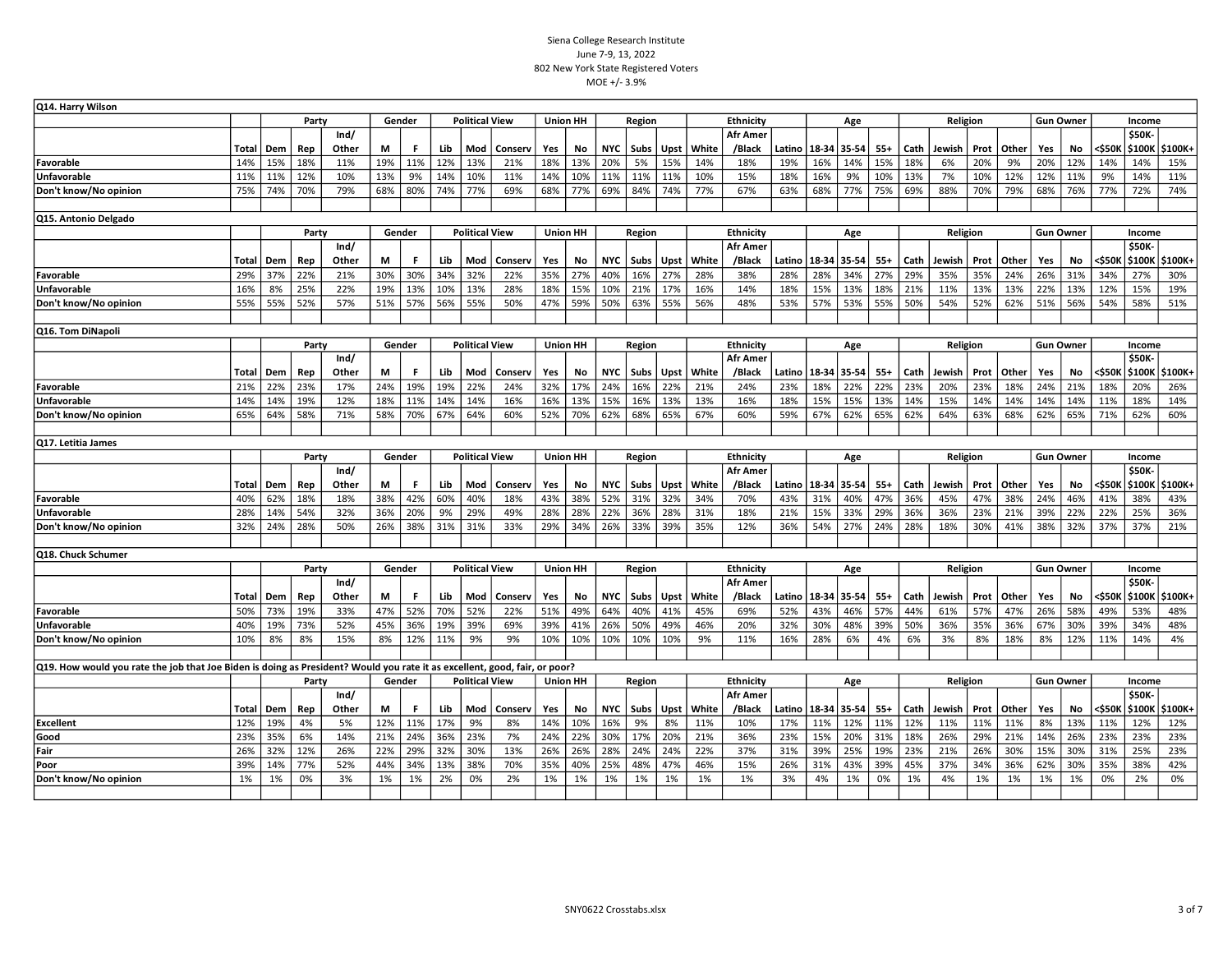Siena College Research Institute
June 7-9, 13, 2022
802 New York State Registered Voters
MOE +/- 3.9%

## Q14. Harry Wilson

| | Total | Party | | | Gender | | Political View | | | Union HH | | Region | | | Ethnicity | | | Age | | | Religion | | | | Gun Owner | | Income | | |
|---|---|---|---|---|---|---|---|---|---|---|---|---|---|---|---|---|---|---|---|---|---|---|---|---|---|---|---|---|---|
| | | Dem | Rep | Ind/ Other | M | F | Lib | Mod | Conserv | Yes | No | NYC | Subs | Upst | White | Afr Amer /Black | Latino | 18-34 | 35-54 | 55+ | Cath | Jewish | Prot | Other | Yes | No | <$50K | $50K-$100K | $100K+ |
| Favorable | 14% | 15% | 18% | 11% | 19% | 11% | 12% | 13% | 21% | 18% | 13% | 20% | 5% | 15% | 14% | 18% | 19% | 16% | 14% | 15% | 18% | 6% | 20% | 9% | 20% | 12% | 14% | 14% | 15% |
| Unfavorable | 11% | 11% | 12% | 10% | 13% | 9% | 14% | 10% | 11% | 14% | 10% | 11% | 11% | 11% | 10% | 15% | 18% | 16% | 9% | 10% | 13% | 7% | 10% | 12% | 12% | 11% | 9% | 14% | 11% |
| Don't know/No opinion | 75% | 74% | 70% | 79% | 68% | 80% | 74% | 77% | 69% | 68% | 77% | 69% | 84% | 74% | 77% | 67% | 63% | 68% | 77% | 75% | 69% | 88% | 70% | 79% | 68% | 76% | 77% | 72% | 74% |

## Q15. Antonio Delgado

| | Total | Party | | | Gender | | Political View | | | Union HH | | Region | | | Ethnicity | | | Age | | | Religion | | | | Gun Owner | | Income | | |
|---|---|---|---|---|---|---|---|---|---|---|---|---|---|---|---|---|---|---|---|---|---|---|---|---|---|---|---|---|---|
| | | Dem | Rep | Ind/ Other | M | F | Lib | Mod | Conserv | Yes | No | NYC | Subs | Upst | White | Afr Amer /Black | Latino | 18-34 | 35-54 | 55+ | Cath | Jewish | Prot | Other | Yes | No | <$50K | $50K-$100K | $100K+ |
| Favorable | 29% | 37% | 22% | 21% | 30% | 30% | 34% | 32% | 22% | 35% | 27% | 40% | 16% | 27% | 28% | 38% | 28% | 28% | 34% | 27% | 29% | 35% | 35% | 24% | 26% | 31% | 34% | 27% | 30% |
| Unfavorable | 16% | 8% | 25% | 22% | 19% | 13% | 10% | 13% | 28% | 18% | 15% | 10% | 21% | 17% | 16% | 14% | 18% | 15% | 13% | 18% | 21% | 11% | 13% | 13% | 22% | 13% | 12% | 15% | 19% |
| Don't know/No opinion | 55% | 55% | 52% | 57% | 51% | 57% | 56% | 55% | 50% | 47% | 59% | 50% | 63% | 55% | 56% | 48% | 53% | 57% | 53% | 55% | 50% | 54% | 52% | 62% | 51% | 56% | 54% | 58% | 51% |

## Q16. Tom DiNapoli

| | Total | Party | | | Gender | | Political View | | | Union HH | | Region | | | Ethnicity | | | Age | | | Religion | | | | Gun Owner | | Income | | |
|---|---|---|---|---|---|---|---|---|---|---|---|---|---|---|---|---|---|---|---|---|---|---|---|---|---|---|---|---|---|
| | | Dem | Rep | Ind/ Other | M | F | Lib | Mod | Conserv | Yes | No | NYC | Subs | Upst | White | Afr Amer /Black | Latino | 18-34 | 35-54 | 55+ | Cath | Jewish | Prot | Other | Yes | No | <$50K | $50K-$100K | $100K+ |
| Favorable | 21% | 22% | 23% | 17% | 24% | 19% | 19% | 22% | 24% | 32% | 17% | 24% | 16% | 22% | 21% | 24% | 23% | 18% | 22% | 22% | 23% | 20% | 23% | 18% | 24% | 21% | 18% | 20% | 26% |
| Unfavorable | 14% | 14% | 19% | 12% | 18% | 11% | 14% | 14% | 16% | 16% | 13% | 15% | 16% | 13% | 13% | 16% | 18% | 15% | 15% | 13% | 14% | 15% | 14% | 14% | 14% | 14% | 11% | 18% | 14% |
| Don't know/No opinion | 65% | 64% | 58% | 71% | 58% | 70% | 67% | 64% | 60% | 52% | 70% | 62% | 68% | 65% | 67% | 60% | 59% | 67% | 62% | 65% | 62% | 64% | 63% | 68% | 62% | 65% | 71% | 62% | 60% |

## Q17. Letitia James

| | Total | Party | | | Gender | | Political View | | | Union HH | | Region | | | Ethnicity | | | Age | | | Religion | | | | Gun Owner | | Income | | |
|---|---|---|---|---|---|---|---|---|---|---|---|---|---|---|---|---|---|---|---|---|---|---|---|---|---|---|---|---|---|
| | | Dem | Rep | Ind/ Other | M | F | Lib | Mod | Conserv | Yes | No | NYC | Subs | Upst | White | Afr Amer /Black | Latino | 18-34 | 35-54 | 55+ | Cath | Jewish | Prot | Other | Yes | No | <$50K | $50K-$100K | $100K+ |
| Favorable | 40% | 62% | 18% | 18% | 38% | 42% | 60% | 40% | 18% | 43% | 38% | 52% | 31% | 32% | 34% | 70% | 43% | 31% | 40% | 47% | 36% | 45% | 47% | 38% | 24% | 46% | 41% | 38% | 43% |
| Unfavorable | 28% | 14% | 54% | 32% | 36% | 20% | 9% | 29% | 49% | 28% | 28% | 22% | 36% | 28% | 31% | 18% | 21% | 15% | 33% | 29% | 36% | 36% | 23% | 21% | 39% | 22% | 22% | 25% | 36% |
| Don't know/No opinion | 32% | 24% | 28% | 50% | 26% | 38% | 31% | 31% | 33% | 29% | 34% | 26% | 33% | 39% | 35% | 12% | 36% | 54% | 27% | 24% | 28% | 18% | 30% | 41% | 38% | 32% | 37% | 37% | 21% |

## Q18. Chuck Schumer

| | Total | Party | | | Gender | | Political View | | | Union HH | | Region | | | Ethnicity | | | Age | | | Religion | | | | Gun Owner | | Income | | |
|---|---|---|---|---|---|---|---|---|---|---|---|---|---|---|---|---|---|---|---|---|---|---|---|---|---|---|---|---|---|
| | | Dem | Rep | Ind/ Other | M | F | Lib | Mod | Conserv | Yes | No | NYC | Subs | Upst | White | Afr Amer /Black | Latino | 18-34 | 35-54 | 55+ | Cath | Jewish | Prot | Other | Yes | No | <$50K | $50K-$100K | $100K+ |
| Favorable | 50% | 73% | 19% | 33% | 47% | 52% | 70% | 52% | 22% | 51% | 49% | 64% | 40% | 41% | 45% | 69% | 52% | 43% | 46% | 57% | 44% | 61% | 57% | 47% | 26% | 58% | 49% | 53% | 48% |
| Unfavorable | 40% | 19% | 73% | 52% | 45% | 36% | 19% | 39% | 69% | 39% | 41% | 26% | 50% | 49% | 46% | 20% | 32% | 30% | 48% | 39% | 50% | 36% | 35% | 36% | 67% | 30% | 39% | 34% | 48% |
| Don't know/No opinion | 10% | 8% | 8% | 15% | 8% | 12% | 11% | 9% | 9% | 10% | 10% | 10% | 10% | 10% | 9% | 11% | 16% | 28% | 6% | 4% | 6% | 3% | 8% | 18% | 8% | 12% | 11% | 14% | 4% |

## Q19. How would you rate the job that Joe Biden is doing as President? Would you rate it as excellent, good, fair, or poor?

| | Total | Party | | | Gender | | Political View | | | Union HH | | Region | | | Ethnicity | | | Age | | | Religion | | | | Gun Owner | | Income | | |
|---|---|---|---|---|---|---|---|---|---|---|---|---|---|---|---|---|---|---|---|---|---|---|---|---|---|---|---|---|---|
| | | Dem | Rep | Ind/ Other | M | F | Lib | Mod | Conserv | Yes | No | NYC | Subs | Upst | White | Afr Amer /Black | Latino | 18-34 | 35-54 | 55+ | Cath | Jewish | Prot | Other | Yes | No | <$50K | $50K-$100K | $100K+ |
| Excellent | 12% | 19% | 4% | 5% | 12% | 11% | 17% | 9% | 8% | 14% | 10% | 16% | 9% | 8% | 11% | 10% | 17% | 11% | 12% | 11% | 12% | 11% | 11% | 11% | 8% | 13% | 11% | 12% | 12% |
| Good | 23% | 35% | 6% | 14% | 21% | 24% | 36% | 23% | 7% | 24% | 22% | 30% | 17% | 20% | 21% | 36% | 23% | 15% | 20% | 31% | 18% | 26% | 29% | 21% | 14% | 26% | 23% | 23% | 23% |
| Fair | 26% | 32% | 12% | 26% | 22% | 29% | 32% | 30% | 13% | 26% | 26% | 28% | 24% | 24% | 22% | 37% | 31% | 39% | 25% | 19% | 23% | 21% | 26% | 30% | 15% | 30% | 31% | 25% | 23% |
| Poor | 39% | 14% | 77% | 52% | 44% | 34% | 13% | 38% | 70% | 35% | 40% | 25% | 48% | 47% | 46% | 15% | 26% | 31% | 43% | 39% | 45% | 37% | 34% | 36% | 62% | 30% | 35% | 38% | 42% |
| Don't know/No opinion | 1% | 1% | 0% | 3% | 1% | 1% | 2% | 0% | 2% | 1% | 1% | 1% | 1% | 1% | 1% | 1% | 3% | 4% | 1% | 0% | 1% | 4% | 1% | 1% | 1% | 1% | 0% | 2% | 0% |

SNY0622 Crosstabs.xlsx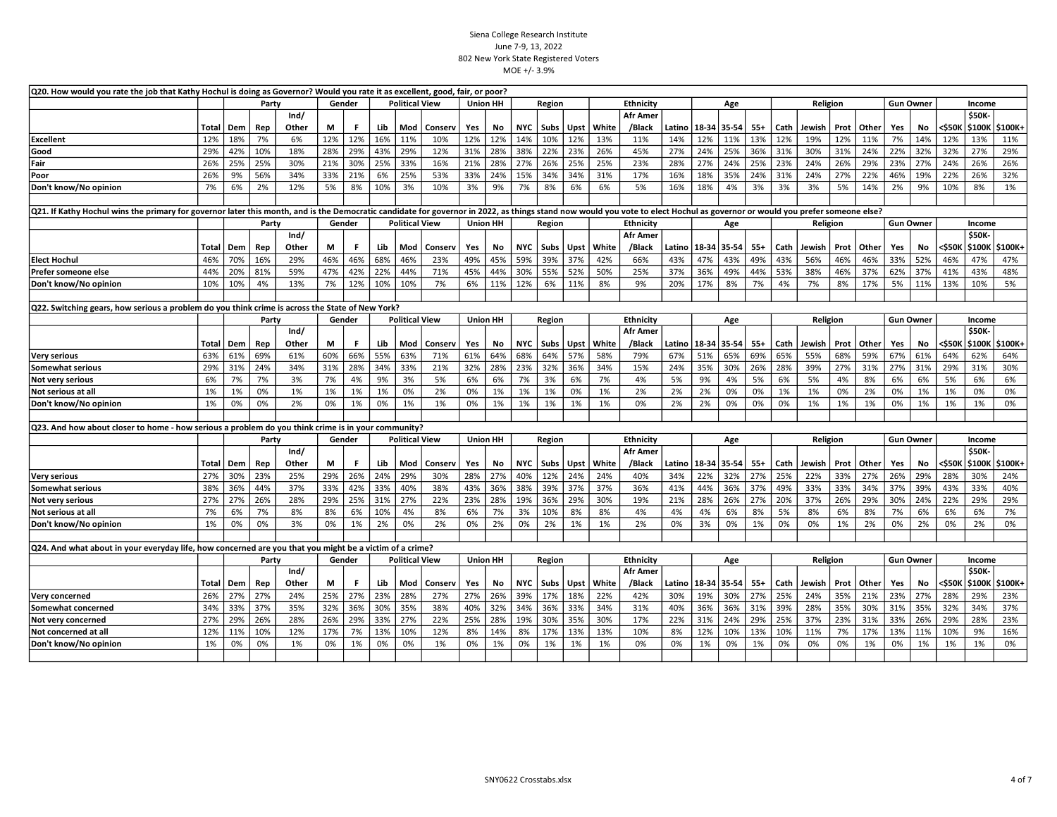Siena College Research Institute
June 7-9, 13, 2022
802 New York State Registered Voters
MOE +/- 3.9%

Q20. How would you rate the job that Kathy Hochul is doing as Governor? Would you rate it as excellent, good, fair, or poor?

| | Total | Party | | | Gender | | Political View | | | Union HH | | Region | | | Ethnicity | | | Age | | | Religion | | | | Gun Owner | | Income | | |
|---|---|---|---|---|---|---|---|---|---|---|---|---|---|---|---|---|---|---|---|---|---|---|---|---|---|---|---|---|---|
| | | Dem | Rep | Ind/ Other | M | F | Lib | Mod | Conserv | Yes | No | NYC | Subs | Upst | White | Afr Amer /Black | Latino | 18-34 | 35-54 | 55+ | Cath | Jewish | Prot | Other | Yes | No | <$50K | $50K-$100K | $100K+ |
| Excellent | 12% | 18% | 7% | 6% | 12% | 12% | 16% | 11% | 10% | 12% | 12% | 14% | 10% | 12% | 13% | 11% | 14% | 12% | 11% | 13% | 12% | 19% | 12% | 11% | 7% | 14% | 12% | 13% | 11% |
| Good | 29% | 42% | 10% | 18% | 28% | 29% | 43% | 29% | 12% | 31% | 28% | 38% | 22% | 23% | 26% | 45% | 27% | 24% | 25% | 36% | 31% | 30% | 31% | 24% | 22% | 32% | 32% | 27% | 29% |
| Fair | 26% | 25% | 25% | 30% | 21% | 30% | 25% | 33% | 16% | 21% | 28% | 27% | 26% | 25% | 25% | 23% | 28% | 27% | 24% | 25% | 23% | 24% | 26% | 29% | 23% | 27% | 24% | 26% | 26% |
| Poor | 26% | 9% | 56% | 34% | 33% | 21% | 6% | 25% | 53% | 33% | 24% | 15% | 34% | 34% | 31% | 17% | 16% | 18% | 35% | 24% | 31% | 24% | 27% | 22% | 46% | 19% | 22% | 26% | 32% |
| Don't know/No opinion | 7% | 6% | 2% | 12% | 5% | 8% | 10% | 3% | 10% | 3% | 9% | 7% | 8% | 6% | 6% | 5% | 16% | 18% | 4% | 3% | 3% | 3% | 5% | 14% | 2% | 9% | 10% | 8% | 1% |

Q21. If Kathy Hochul wins the primary for governor later this month, and is the Democratic candidate for governor in 2022, as things stand now would you vote to elect Hochul as governor or would you prefer someone else?

| | Total | Party | | | Gender | | Political View | | | Union HH | | Region | | | Ethnicity | | | Age | | | Religion | | | | Gun Owner | | Income | | |
|---|---|---|---|---|---|---|---|---|---|---|---|---|---|---|---|---|---|---|---|---|---|---|---|---|---|---|---|---|---|
| | | Dem | Rep | Ind/ Other | M | F | Lib | Mod | Conserv | Yes | No | NYC | Subs | Upst | White | Afr Amer /Black | Latino | 18-34 | 35-54 | 55+ | Cath | Jewish | Prot | Other | Yes | No | <$50K | $50K-$100K | $100K+ |
| Elect Hochul | 46% | 70% | 16% | 29% | 46% | 46% | 68% | 46% | 23% | 49% | 45% | 59% | 39% | 37% | 42% | 66% | 43% | 47% | 43% | 49% | 43% | 56% | 46% | 46% | 33% | 52% | 46% | 47% | 47% |
| Prefer someone else | 44% | 20% | 81% | 59% | 47% | 42% | 22% | 44% | 71% | 45% | 44% | 30% | 55% | 52% | 50% | 25% | 37% | 36% | 49% | 44% | 53% | 38% | 46% | 37% | 62% | 37% | 41% | 43% | 48% |
| Don't know/No opinion | 10% | 10% | 4% | 13% | 7% | 12% | 10% | 10% | 7% | 6% | 11% | 12% | 6% | 11% | 8% | 9% | 20% | 17% | 8% | 7% | 4% | 7% | 8% | 17% | 5% | 11% | 13% | 10% | 5% |

Q22. Switching gears, how serious a problem do you think crime is across the State of New York?

| | Total | Party | | | Gender | | Political View | | | Union HH | | Region | | | Ethnicity | | | Age | | | Religion | | | | Gun Owner | | Income | | |
|---|---|---|---|---|---|---|---|---|---|---|---|---|---|---|---|---|---|---|---|---|---|---|---|---|---|---|---|---|---|
| | | Dem | Rep | Ind/ Other | M | F | Lib | Mod | Conserv | Yes | No | NYC | Subs | Upst | White | Afr Amer /Black | Latino | 18-34 | 35-54 | 55+ | Cath | Jewish | Prot | Other | Yes | No | <$50K | $50K-$100K | $100K+ |
| Very serious | 63% | 61% | 69% | 61% | 60% | 66% | 55% | 63% | 71% | 61% | 64% | 68% | 64% | 57% | 58% | 79% | 67% | 51% | 65% | 69% | 65% | 55% | 68% | 59% | 67% | 61% | 64% | 62% | 64% |
| Somewhat serious | 29% | 31% | 24% | 34% | 31% | 28% | 34% | 33% | 21% | 32% | 28% | 23% | 32% | 36% | 34% | 15% | 24% | 35% | 30% | 26% | 28% | 39% | 27% | 31% | 27% | 31% | 29% | 31% | 30% |
| Not very serious | 6% | 7% | 7% | 3% | 7% | 4% | 9% | 3% | 5% | 6% | 6% | 7% | 3% | 6% | 7% | 4% | 5% | 9% | 4% | 5% | 6% | 5% | 4% | 8% | 6% | 6% | 5% | 6% | 6% |
| Not serious at all | 1% | 1% | 0% | 1% | 1% | 1% | 1% | 0% | 2% | 0% | 1% | 1% | 1% | 0% | 1% | 2% | 2% | 2% | 0% | 0% | 1% | 1% | 0% | 2% | 0% | 1% | 1% | 0% | 0% |
| Don't know/No opinion | 1% | 0% | 0% | 2% | 0% | 1% | 0% | 1% | 1% | 0% | 1% | 1% | 1% | 1% | 1% | 0% | 2% | 2% | 0% | 0% | 0% | 1% | 1% | 1% | 0% | 1% | 1% | 1% | 0% |

Q23. And how about closer to home - how serious a problem do you think crime is in your community?

| | Total | Party | | | Gender | | Political View | | | Union HH | | Region | | | Ethnicity | | | Age | | | Religion | | | | Gun Owner | | Income | | |
|---|---|---|---|---|---|---|---|---|---|---|---|---|---|---|---|---|---|---|---|---|---|---|---|---|---|---|---|---|---|
| | | Dem | Rep | Ind/ Other | M | F | Lib | Mod | Conserv | Yes | No | NYC | Subs | Upst | White | Afr Amer /Black | Latino | 18-34 | 35-54 | 55+ | Cath | Jewish | Prot | Other | Yes | No | <$50K | $50K-$100K | $100K+ |
| Very serious | 27% | 30% | 23% | 25% | 29% | 26% | 24% | 29% | 30% | 28% | 27% | 40% | 12% | 24% | 24% | 40% | 34% | 22% | 32% | 27% | 25% | 22% | 33% | 27% | 26% | 29% | 28% | 30% | 24% |
| Somewhat serious | 38% | 36% | 44% | 37% | 33% | 42% | 33% | 40% | 38% | 43% | 36% | 38% | 39% | 37% | 37% | 36% | 41% | 44% | 36% | 37% | 49% | 33% | 33% | 34% | 37% | 39% | 43% | 33% | 40% |
| Not very serious | 27% | 27% | 26% | 28% | 29% | 25% | 31% | 27% | 22% | 23% | 28% | 19% | 36% | 29% | 30% | 19% | 21% | 28% | 26% | 27% | 20% | 37% | 26% | 29% | 30% | 24% | 22% | 29% | 29% |
| Not serious at all | 7% | 6% | 7% | 8% | 8% | 6% | 10% | 4% | 8% | 6% | 7% | 3% | 10% | 8% | 8% | 4% | 4% | 4% | 6% | 8% | 5% | 8% | 6% | 8% | 7% | 6% | 6% | 6% | 7% |
| Don't know/No opinion | 1% | 0% | 0% | 3% | 0% | 1% | 2% | 0% | 2% | 0% | 2% | 0% | 2% | 1% | 1% | 2% | 0% | 3% | 0% | 1% | 0% | 0% | 1% | 2% | 0% | 2% | 0% | 2% | 0% |

Q24. And what about in your everyday life, how concerned are you that you might be a victim of a crime?

| | Total | Party | | | Gender | | Political View | | | Union HH | | Region | | | Ethnicity | | | Age | | | Religion | | | | Gun Owner | | Income | | |
|---|---|---|---|---|---|---|---|---|---|---|---|---|---|---|---|---|---|---|---|---|---|---|---|---|---|---|---|---|---|
| | | Dem | Rep | Ind/ Other | M | F | Lib | Mod | Conserv | Yes | No | NYC | Subs | Upst | White | Afr Amer /Black | Latino | 18-34 | 35-54 | 55+ | Cath | Jewish | Prot | Other | Yes | No | <$50K | $50K-$100K | $100K+ |
| Very concerned | 26% | 27% | 27% | 24% | 25% | 27% | 23% | 28% | 27% | 27% | 26% | 39% | 17% | 18% | 22% | 42% | 30% | 19% | 30% | 27% | 25% | 24% | 35% | 21% | 23% | 27% | 28% | 29% | 23% |
| Somewhat concerned | 34% | 33% | 37% | 35% | 32% | 36% | 30% | 35% | 38% | 40% | 32% | 34% | 36% | 33% | 34% | 31% | 40% | 36% | 36% | 31% | 39% | 28% | 35% | 30% | 31% | 35% | 32% | 34% | 37% |
| Not very concerned | 27% | 29% | 26% | 28% | 26% | 29% | 33% | 27% | 22% | 25% | 28% | 19% | 30% | 35% | 30% | 17% | 22% | 31% | 24% | 29% | 25% | 37% | 23% | 31% | 33% | 26% | 29% | 28% | 23% |
| Not concerned at all | 12% | 11% | 10% | 12% | 17% | 7% | 13% | 10% | 12% | 8% | 14% | 8% | 17% | 13% | 13% | 10% | 8% | 12% | 10% | 13% | 10% | 11% | 7% | 17% | 13% | 11% | 10% | 9% | 16% |
| Don't know/No opinion | 1% | 0% | 0% | 1% | 0% | 1% | 0% | 0% | 1% | 0% | 1% | 0% | 1% | 1% | 1% | 0% | 0% | 1% | 0% | 1% | 0% | 0% | 0% | 1% | 0% | 1% | 1% | 1% | 0% |

SNY0622 Crosstabs.xlsx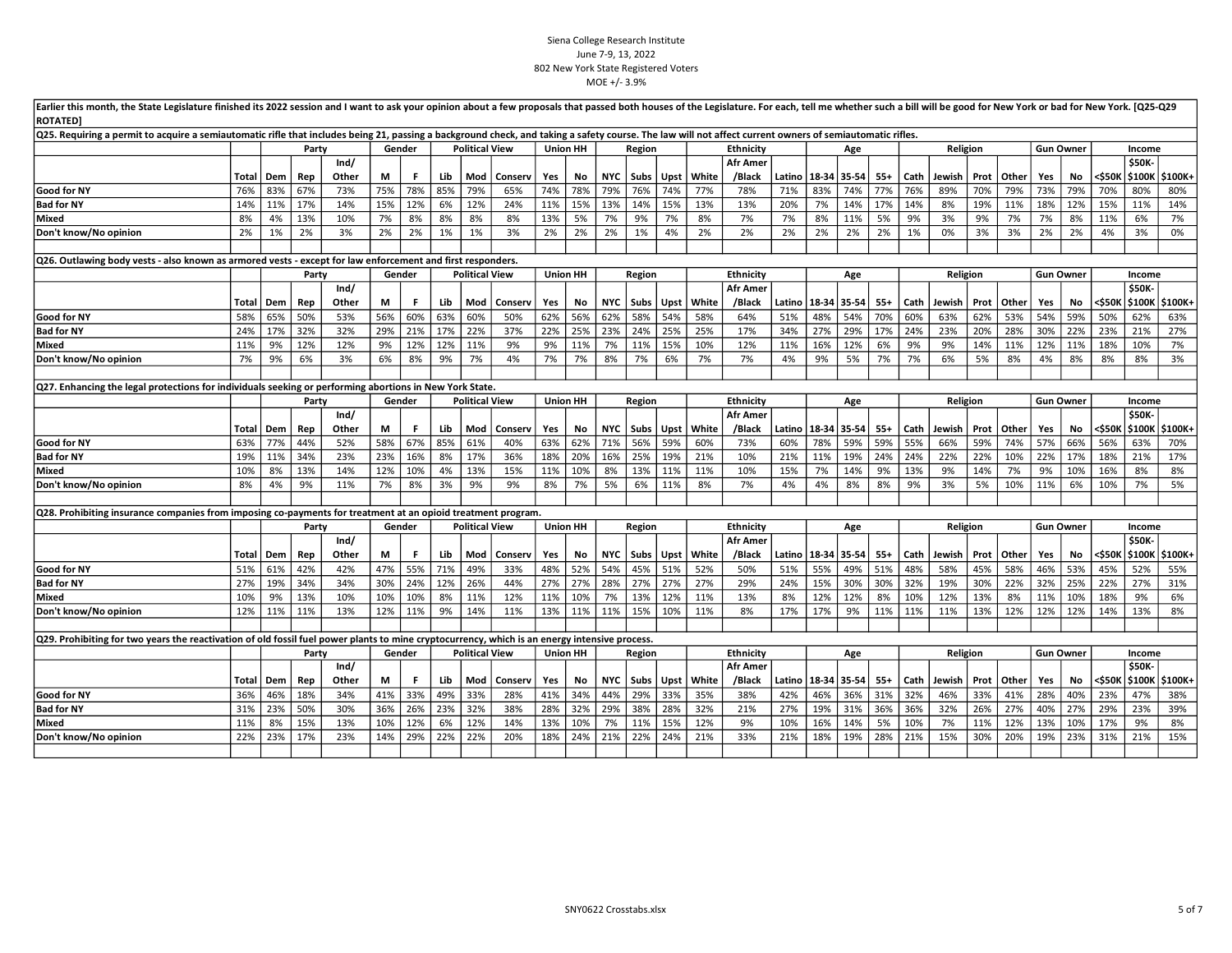Siena College Research Institute
June 7-9, 13, 2022
802 New York State Registered Voters
MOE +/- 3.9%

Earlier this month, the State Legislature finished its 2022 session and I want to ask your opinion about a few proposals that passed both houses of the Legislature. For each, tell me whether such a bill will be good for New York or bad for New York. [Q25-Q29 ROTATED]

**Q25. Requiring a permit to acquire a semiautomatic rifle that includes being 21, passing a background check, and taking a safety course. The law will not affect current owners of semiautomatic rifles.**

| | | Party | | | Gender | | Political View | | | Union HH | | Region | | | Ethnicity | | | Age | | | Religion | | | | Gun Owner | | Income | | |
|---|---|---|---|---|---|---|---|---|---|---|---|---|---|---|---|---|---|---|---|---|---|---|---|---|---|---|---|---|---|
| | Total | Dem | Rep | Ind/ Other | M | F | Lib | Mod | Conserv | Yes | No | NYC | Subs | Upst | White | Afr Amer /Black | Latino | 18-34 | 35-54 | 55+ | Cath | Jewish | Prot | Other | Yes | No | <$50K | $50K-$100K | $100K+ |
| Good for NY | 76% | 83% | 67% | 73% | 75% | 78% | 85% | 79% | 65% | 74% | 78% | 79% | 76% | 74% | 77% | 78% | 71% | 83% | 74% | 77% | 76% | 89% | 70% | 79% | 73% | 79% | 70% | 80% | 80% |
| Bad for NY | 14% | 11% | 17% | 14% | 15% | 12% | 6% | 12% | 24% | 11% | 15% | 13% | 14% | 15% | 13% | 13% | 20% | 7% | 14% | 17% | 14% | 8% | 19% | 11% | 18% | 12% | 15% | 11% | 14% |
| Mixed | 8% | 4% | 13% | 10% | 7% | 8% | 8% | 8% | 8% | 13% | 5% | 7% | 9% | 7% | 8% | 7% | 7% | 8% | 11% | 5% | 9% | 3% | 9% | 7% | 7% | 8% | 11% | 6% | 7% |
| Don't know/No opinion | 2% | 1% | 2% | 3% | 2% | 2% | 1% | 1% | 3% | 2% | 2% | 2% | 1% | 4% | 2% | 2% | 2% | 2% | 2% | 2% | 1% | 0% | 3% | 3% | 2% | 2% | 4% | 3% | 0% |

**Q26. Outlawing body vests - also known as armored vests - except for law enforcement and first responders.**

| | | Party | | | Gender | | Political View | | | Union HH | | Region | | | Ethnicity | | | Age | | | Religion | | | | Gun Owner | | Income | | |
|---|---|---|---|---|---|---|---|---|---|---|---|---|---|---|---|---|---|---|---|---|---|---|---|---|---|---|---|---|---|
| | Total | Dem | Rep | Ind/ Other | M | F | Lib | Mod | Conserv | Yes | No | NYC | Subs | Upst | White | Afr Amer /Black | Latino | 18-34 | 35-54 | 55+ | Cath | Jewish | Prot | Other | Yes | No | <$50K | $50K-$100K | $100K+ |
| Good for NY | 58% | 65% | 50% | 53% | 56% | 60% | 63% | 60% | 50% | 62% | 56% | 62% | 58% | 54% | 58% | 64% | 51% | 48% | 54% | 70% | 60% | 63% | 62% | 53% | 54% | 59% | 50% | 62% | 63% |
| Bad for NY | 24% | 17% | 32% | 32% | 29% | 21% | 17% | 22% | 37% | 22% | 25% | 23% | 24% | 25% | 25% | 17% | 34% | 27% | 29% | 17% | 24% | 23% | 20% | 28% | 30% | 22% | 23% | 21% | 27% |
| Mixed | 11% | 9% | 12% | 12% | 9% | 12% | 12% | 11% | 9% | 9% | 11% | 7% | 11% | 15% | 10% | 12% | 11% | 16% | 12% | 6% | 9% | 9% | 14% | 11% | 12% | 11% | 18% | 10% | 7% |
| Don't know/No opinion | 7% | 9% | 6% | 3% | 6% | 8% | 9% | 7% | 4% | 7% | 7% | 8% | 7% | 6% | 7% | 7% | 4% | 9% | 5% | 7% | 7% | 6% | 5% | 8% | 4% | 8% | 8% | 8% | 3% |

**Q27. Enhancing the legal protections for individuals seeking or performing abortions in New York State.**

| | | Party | | | Gender | | Political View | | | Union HH | | Region | | | Ethnicity | | | Age | | | Religion | | | | Gun Owner | | Income | | |
|---|---|---|---|---|---|---|---|---|---|---|---|---|---|---|---|---|---|---|---|---|---|---|---|---|---|---|---|---|---|
| | Total | Dem | Rep | Ind/ Other | M | F | Lib | Mod | Conserv | Yes | No | NYC | Subs | Upst | White | Afr Amer /Black | Latino | 18-34 | 35-54 | 55+ | Cath | Jewish | Prot | Other | Yes | No | <$50K | $50K-$100K | $100K+ |
| Good for NY | 63% | 77% | 44% | 52% | 58% | 67% | 85% | 61% | 40% | 63% | 62% | 71% | 56% | 59% | 60% | 73% | 60% | 78% | 59% | 59% | 55% | 66% | 59% | 74% | 57% | 66% | 56% | 63% | 70% |
| Bad for NY | 19% | 11% | 34% | 23% | 23% | 16% | 8% | 17% | 36% | 18% | 20% | 16% | 25% | 19% | 21% | 10% | 21% | 11% | 19% | 24% | 24% | 22% | 22% | 10% | 22% | 17% | 18% | 21% | 17% |
| Mixed | 10% | 8% | 13% | 14% | 12% | 10% | 4% | 13% | 15% | 11% | 10% | 8% | 13% | 11% | 11% | 10% | 15% | 7% | 14% | 9% | 13% | 9% | 14% | 7% | 9% | 10% | 16% | 8% | 8% |
| Don't know/No opinion | 8% | 4% | 9% | 11% | 7% | 8% | 3% | 9% | 9% | 8% | 7% | 5% | 6% | 11% | 8% | 7% | 4% | 4% | 8% | 8% | 9% | 3% | 5% | 10% | 11% | 6% | 10% | 7% | 5% |

**Q28. Prohibiting insurance companies from imposing co-payments for treatment at an opioid treatment program.**

| | | Party | | | Gender | | Political View | | | Union HH | | Region | | | Ethnicity | | | Age | | | Religion | | | | Gun Owner | | Income | | |
|---|---|---|---|---|---|---|---|---|---|---|---|---|---|---|---|---|---|---|---|---|---|---|---|---|---|---|---|---|---|
| | Total | Dem | Rep | Ind/ Other | M | F | Lib | Mod | Conserv | Yes | No | NYC | Subs | Upst | White | Afr Amer /Black | Latino | 18-34 | 35-54 | 55+ | Cath | Jewish | Prot | Other | Yes | No | <$50K | $50K-$100K | $100K+ |
| Good for NY | 51% | 61% | 42% | 42% | 47% | 55% | 71% | 49% | 33% | 48% | 52% | 54% | 45% | 51% | 52% | 50% | 51% | 55% | 49% | 51% | 48% | 58% | 45% | 58% | 46% | 53% | 45% | 52% | 55% |
| Bad for NY | 27% | 19% | 34% | 34% | 30% | 24% | 12% | 26% | 44% | 27% | 27% | 28% | 27% | 27% | 27% | 29% | 24% | 15% | 30% | 30% | 32% | 19% | 30% | 22% | 32% | 25% | 22% | 27% | 31% |
| Mixed | 10% | 9% | 13% | 10% | 10% | 10% | 8% | 11% | 12% | 11% | 10% | 7% | 13% | 12% | 11% | 13% | 8% | 12% | 12% | 8% | 10% | 12% | 13% | 8% | 11% | 10% | 18% | 9% | 6% |
| Don't know/No opinion | 12% | 11% | 11% | 13% | 12% | 11% | 9% | 14% | 11% | 13% | 11% | 11% | 15% | 10% | 11% | 8% | 17% | 17% | 9% | 11% | 11% | 11% | 13% | 12% | 12% | 12% | 14% | 13% | 8% |

**Q29. Prohibiting for two years the reactivation of old fossil fuel power plants to mine cryptocurrency, which is an energy intensive process.**

| | | Party | | | Gender | | Political View | | | Union HH | | Region | | | Ethnicity | | | Age | | | Religion | | | | Gun Owner | | Income | | |
|---|---|---|---|---|---|---|---|---|---|---|---|---|---|---|---|---|---|---|---|---|---|---|---|---|---|---|---|---|---|
| | Total | Dem | Rep | Ind/ Other | M | F | Lib | Mod | Conserv | Yes | No | NYC | Subs | Upst | White | Afr Amer /Black | Latino | 18-34 | 35-54 | 55+ | Cath | Jewish | Prot | Other | Yes | No | <$50K | $50K-$100K | $100K+ |
| Good for NY | 36% | 46% | 18% | 34% | 41% | 33% | 49% | 33% | 28% | 41% | 34% | 44% | 29% | 33% | 35% | 38% | 42% | 46% | 36% | 31% | 32% | 46% | 33% | 41% | 28% | 40% | 23% | 47% | 38% |
| Bad for NY | 31% | 23% | 50% | 30% | 36% | 26% | 23% | 32% | 38% | 28% | 32% | 29% | 38% | 28% | 32% | 21% | 27% | 19% | 31% | 36% | 36% | 32% | 26% | 27% | 40% | 27% | 29% | 23% | 39% |
| Mixed | 11% | 8% | 15% | 13% | 10% | 12% | 6% | 12% | 14% | 13% | 10% | 7% | 11% | 15% | 12% | 9% | 10% | 16% | 14% | 5% | 10% | 7% | 11% | 12% | 13% | 10% | 17% | 9% | 8% |
| Don't know/No opinion | 22% | 23% | 17% | 23% | 14% | 29% | 22% | 22% | 20% | 18% | 24% | 21% | 22% | 24% | 21% | 33% | 21% | 18% | 19% | 28% | 21% | 15% | 30% | 20% | 19% | 23% | 31% | 21% | 15% |

SNY0622 Crosstabs.xlsx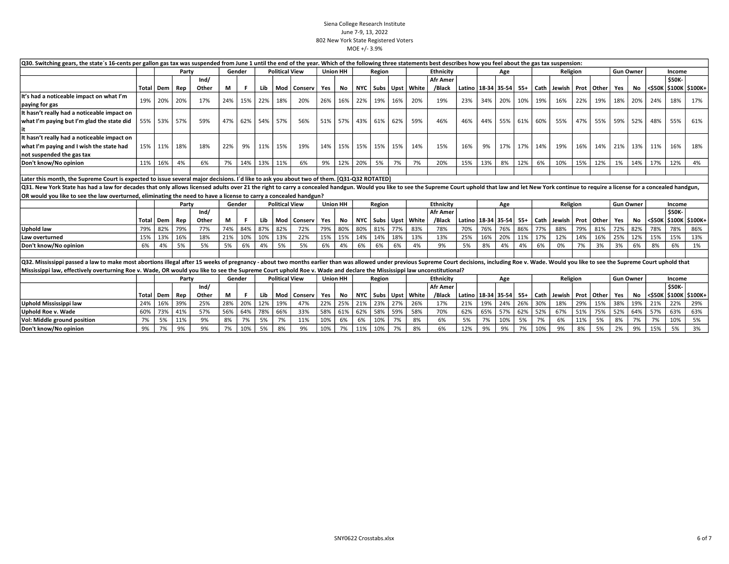Siena College Research Institute
June 7-9, 13, 2022
802 New York State Registered Voters
MOE +/- 3.9%

**Q30. Switching gears, the state´s 16-cents per gallon gas tax was suspended from June 1 until the end of the year. Which of the following three statements best describes how you feel about the gas tax suspension:**

| | | Party | | | Gender | | Political View | | | Union HH | | Region | | | Ethnicity | | | Age | | | Religion | | | | Gun Owner | | Income | | |
|---|---|---|---|---|---|---|---|---|---|---|---|---|---|---|---|---|---|---|---|---|---|---|---|---|---|---|---|---|---|
| | Total | Dem | Rep | Ind/ Other | M | F | Lib | Mod | Conserv | Yes | No | NYC | Subs | Upst | White | Afr Amer /Black | Latino | 18-34 | 35-54 | 55+ | Cath | Jewish | Prot | Other | Yes | No | <$50K | $50K-$100K | $100K+ |
| It's had a noticeable impact on what I'm paying for gas | 19% | 20% | 20% | 17% | 24% | 15% | 22% | 18% | 20% | 26% | 16% | 22% | 19% | 16% | 20% | 19% | 23% | 34% | 20% | 10% | 19% | 16% | 22% | 19% | 18% | 20% | 24% | 18% | 17% |
| It hasn't really had a noticeable impact on what I'm paying but I'm glad the state did it | 55% | 53% | 57% | 59% | 47% | 62% | 54% | 57% | 56% | 51% | 57% | 43% | 61% | 62% | 59% | 46% | 46% | 44% | 55% | 61% | 60% | 55% | 47% | 55% | 59% | 52% | 48% | 55% | 61% |
| It hasn't really had a noticeable impact on what I'm paying and I wish the state had not suspended the gas tax | 15% | 11% | 18% | 18% | 22% | 9% | 11% | 15% | 19% | 14% | 15% | 15% | 15% | 15% | 14% | 15% | 16% | 9% | 17% | 17% | 14% | 19% | 16% | 14% | 21% | 13% | 11% | 16% | 18% |
| Don't know/No opinion | 11% | 16% | 4% | 6% | 7% | 14% | 13% | 11% | 6% | 9% | 12% | 20% | 5% | 7% | 7% | 20% | 15% | 13% | 8% | 12% | 6% | 10% | 15% | 12% | 1% | 14% | 17% | 12% | 4% |

**Later this month, the Supreme Court is expected to issue several major decisions. I´d like to ask you about two of them. [Q31-Q32 ROTATED]**

**Q31. New York State has had a law for decades that only allows licensed adults over 21 the right to carry a concealed handgun. Would you like to see the Supreme Court uphold that law and let New York continue to require a license for a concealed handgun, OR would you like to see the law overturned, eliminating the need to have a license to carry a concealed handgun?**

| | | Party | | | Gender | | Political View | | | Union HH | | Region | | | Ethnicity | | | Age | | | Religion | | | | Gun Owner | | Income | | |
|---|---|---|---|---|---|---|---|---|---|---|---|---|---|---|---|---|---|---|---|---|---|---|---|---|---|---|---|---|---|
| | Total | Dem | Rep | Ind/ Other | M | F | Lib | Mod | Conserv | Yes | No | NYC | Subs | Upst | White | Afr Amer /Black | Latino | 18-34 | 35-54 | 55+ | Cath | Jewish | Prot | Other | Yes | No | <$50K | $50K-$100K | $100K+ |
| Uphold law | 79% | 82% | 79% | 77% | 74% | 84% | 87% | 82% | 72% | 79% | 80% | 80% | 81% | 77% | 83% | 78% | 70% | 76% | 76% | 86% | 77% | 88% | 79% | 81% | 72% | 82% | 78% | 78% | 86% |
| Law overturned | 15% | 13% | 16% | 18% | 21% | 10% | 10% | 13% | 22% | 15% | 15% | 14% | 14% | 18% | 13% | 13% | 25% | 16% | 20% | 11% | 17% | 12% | 14% | 16% | 25% | 12% | 15% | 15% | 13% |
| Don't know/No opinion | 6% | 4% | 5% | 5% | 5% | 6% | 4% | 5% | 5% | 6% | 4% | 6% | 6% | 6% | 4% | 9% | 5% | 8% | 4% | 4% | 6% | 0% | 7% | 3% | 3% | 6% | 8% | 6% | 1% |

**Q32. Mississippi passed a law to make most abortions illegal after 15 weeks of pregnancy - about two months earlier than was allowed under previous Supreme Court decisions, including Roe v. Wade. Would you like to see the Supreme Court uphold that Mississippi law, effectively overturning Roe v. Wade, OR would you like to see the Supreme Court uphold Roe v. Wade and declare the Mississippi law unconstitutional?**

| | | Party | | | Gender | | Political View | | | Union HH | | Region | | | Ethnicity | | | Age | | | Religion | | | | Gun Owner | | Income | | |
|---|---|---|---|---|---|---|---|---|---|---|---|---|---|---|---|---|---|---|---|---|---|---|---|---|---|---|---|---|---|
| | Total | Dem | Rep | Ind/ Other | M | F | Lib | Mod | Conserv | Yes | No | NYC | Subs | Upst | White | Afr Amer /Black | Latino | 18-34 | 35-54 | 55+ | Cath | Jewish | Prot | Other | Yes | No | <$50K | $50K-$100K | $100K+ |
| Uphold Mississippi law | 24% | 16% | 39% | 25% | 28% | 20% | 12% | 19% | 47% | 22% | 25% | 21% | 23% | 27% | 26% | 17% | 21% | 19% | 24% | 26% | 30% | 18% | 29% | 15% | 38% | 19% | 21% | 22% | 29% |
| Uphold Roe v. Wade | 60% | 73% | 41% | 57% | 56% | 64% | 78% | 66% | 33% | 58% | 61% | 62% | 58% | 59% | 58% | 70% | 62% | 65% | 57% | 62% | 52% | 67% | 51% | 75% | 52% | 64% | 57% | 63% | 63% |
| Vol: Middle ground position | 7% | 5% | 11% | 9% | 8% | 7% | 5% | 7% | 11% | 10% | 6% | 6% | 10% | 7% | 8% | 6% | 5% | 7% | 10% | 5% | 7% | 6% | 11% | 5% | 8% | 7% | 7% | 10% | 5% |
| Don't know/No opinion | 9% | 7% | 9% | 9% | 7% | 10% | 5% | 8% | 9% | 10% | 7% | 11% | 10% | 7% | 8% | 6% | 12% | 9% | 9% | 7% | 10% | 9% | 8% | 5% | 2% | 9% | 15% | 5% | 3% |

SNY0622 Crosstabs.xlsx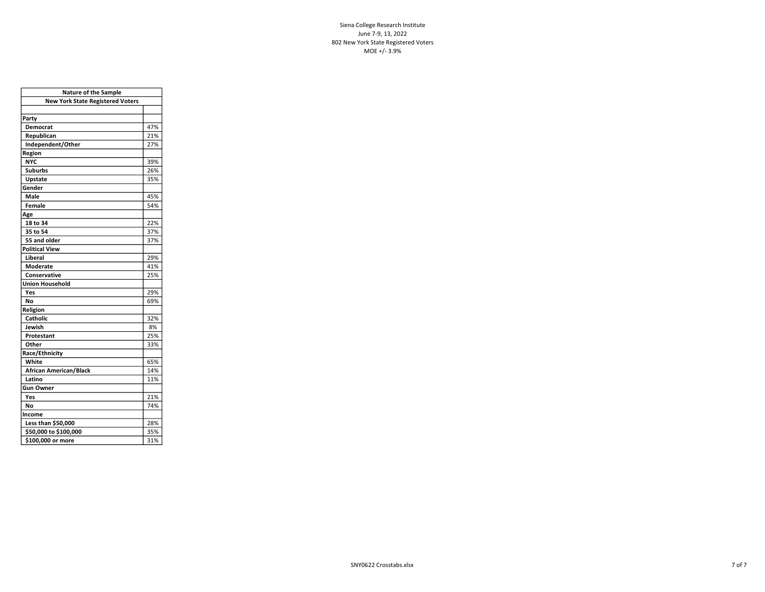Siena College Research Institute
June 7-9, 13, 2022
802 New York State Registered Voters
MOE +/- 3.9%

| Nature of the Sample | |
|---|---|
| **New York State Registered Voters** | |
| | |
| **Party** | |
| Democrat | 47% |
| Republican | 21% |
| Independent/Other | 27% |
| **Region** | |
| NYC | 39% |
| Suburbs | 26% |
| Upstate | 35% |
| **Gender** | |
| Male | 45% |
| Female | 54% |
| **Age** | |
| 18 to 34 | 22% |
| 35 to 54 | 37% |
| 55 and older | 37% |
| **Political View** | |
| Liberal | 29% |
| Moderate | 41% |
| Conservative | 25% |
| **Union Household** | |
| Yes | 29% |
| No | 69% |
| **Religion** | |
| Catholic | 32% |
| Jewish | 8% |
| Protestant | 25% |
| Other | 33% |
| **Race/Ethnicity** | |
| White | 65% |
| African American/Black | 14% |
| Latino | 11% |
| **Gun Owner** | |
| Yes | 21% |
| No | 74% |
| **Income** | |
| Less than $50,000 | 28% |
| $50,000 to $100,000 | 35% |
| $100,000 or more | 31% |

SNY0622 Crosstabs.xlsx